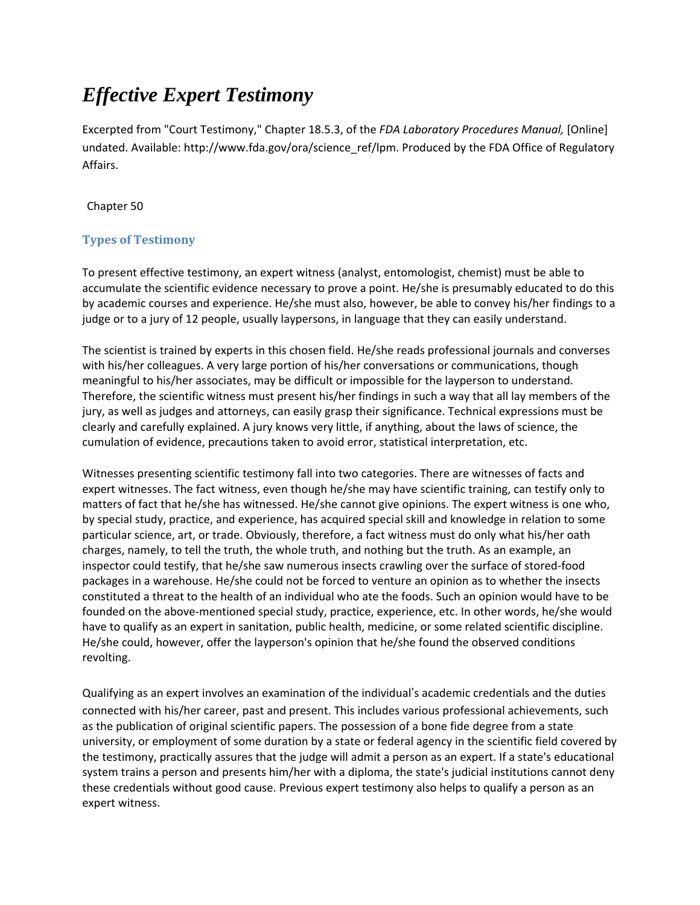# *Effective Expert Testimony*

Excerpted from "Court Testimony," Chapter 18.5.3, of the *FDA Laboratory Procedures Manual,* [Online] undated. Available: http://www.fda.gov/ora/science_ref/lpm. Produced by the FDA Office of Regulatory Affairs.

Chapter 50

## Types of Testimony

To present effective testimony, an expert witness (analyst, entomologist, chemist) must be able to accumulate the scientific evidence necessary to prove a point. He/she is presumably educated to do this by academic courses and experience. He/she must also, however, be able to convey his/her findings to a judge or to a jury of 12 people, usually laypersons, in language that they can easily understand.

The scientist is trained by experts in this chosen field. He/she reads professional journals and converses with his/her colleagues. A very large portion of his/her conversations or communications, though meaningful to his/her associates, may be difficult or impossible for the layperson to understand. Therefore, the scientific witness must present his/her findings in such a way that all lay members of the jury, as well as judges and attorneys, can easily grasp their significance. Technical expressions must be clearly and carefully explained. A jury knows very little, if anything, about the laws of science, the cumulation of evidence, precautions taken to avoid error, statistical interpretation, etc.

Witnesses presenting scientific testimony fall into two categories. There are witnesses of facts and expert witnesses. The fact witness, even though he/she may have scientific training, can testify only to matters of fact that he/she has witnessed. He/she cannot give opinions. The expert witness is one who, by special study, practice, and experience, has acquired special skill and knowledge in relation to some particular science, art, or trade. Obviously, therefore, a fact witness must do only what his/her oath charges, namely, to tell the truth, the whole truth, and nothing but the truth. As an example, an inspector could testify, that he/she saw numerous insects crawling over the surface of stored-food packages in a warehouse. He/she could not be forced to venture an opinion as to whether the insects constituted a threat to the health of an individual who ate the foods. Such an opinion would have to be founded on the above-mentioned special study, practice, experience, etc. In other words, he/she would have to qualify as an expert in sanitation, public health, medicine, or some related scientific discipline. He/she could, however, offer the layperson's opinion that he/she found the observed conditions revolting.

Qualifying as an expert involves an examination of the individual's academic credentials and the duties connected with his/her career, past and present. This includes various professional achievements, such as the publication of original scientific papers. The possession of a bone fide degree from a state university, or employment of some duration by a state or federal agency in the scientific field covered by the testimony, practically assures that the judge will admit a person as an expert. If a state's educational system trains a person and presents him/her with a diploma, the state's judicial institutions cannot deny these credentials without good cause. Previous expert testimony also helps to qualify a person as an expert witness.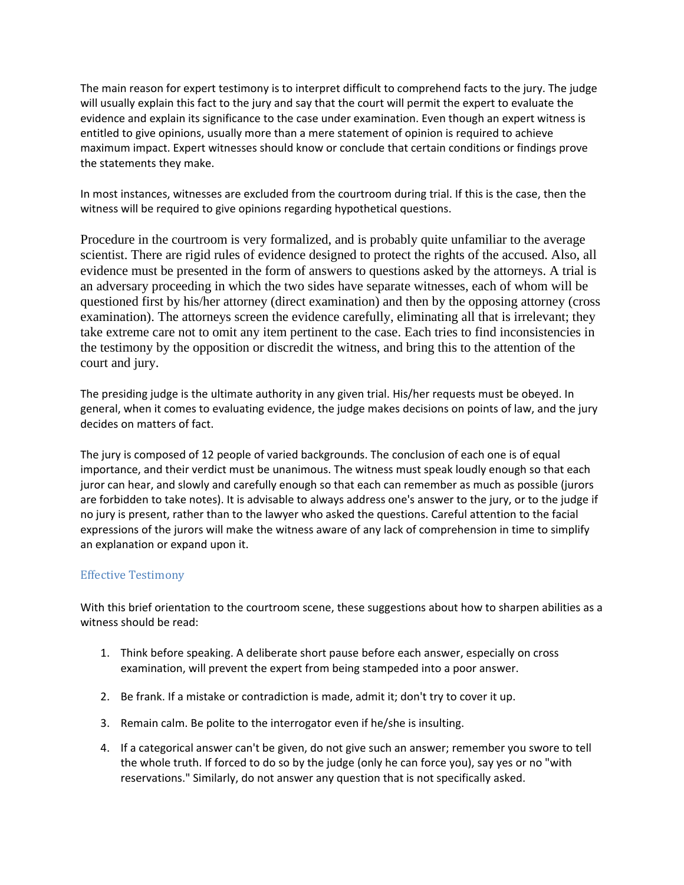The main reason for expert testimony is to interpret difficult to comprehend facts to the jury. The judge will usually explain this fact to the jury and say that the court will permit the expert to evaluate the evidence and explain its significance to the case under examination. Even though an expert witness is entitled to give opinions, usually more than a mere statement of opinion is required to achieve maximum impact. Expert witnesses should know or conclude that certain conditions or findings prove the statements they make.

In most instances, witnesses are excluded from the courtroom during trial. If this is the case, then the witness will be required to give opinions regarding hypothetical questions.

Procedure in the courtroom is very formalized, and is probably quite unfamiliar to the average scientist. There are rigid rules of evidence designed to protect the rights of the accused. Also, all evidence must be presented in the form of answers to questions asked by the attorneys. A trial is an adversary proceeding in which the two sides have separate witnesses, each of whom will be questioned first by his/her attorney (direct examination) and then by the opposing attorney (cross examination). The attorneys screen the evidence carefully, eliminating all that is irrelevant; they take extreme care not to omit any item pertinent to the case. Each tries to find inconsistencies in the testimony by the opposition or discredit the witness, and bring this to the attention of the court and jury.

The presiding judge is the ultimate authority in any given trial. His/her requests must be obeyed. In general, when it comes to evaluating evidence, the judge makes decisions on points of law, and the jury decides on matters of fact.

The jury is composed of 12 people of varied backgrounds. The conclusion of each one is of equal importance, and their verdict must be unanimous. The witness must speak loudly enough so that each juror can hear, and slowly and carefully enough so that each can remember as much as possible (jurors are forbidden to take notes). It is advisable to always address one's answer to the jury, or to the judge if no jury is present, rather than to the lawyer who asked the questions. Careful attention to the facial expressions of the jurors will make the witness aware of any lack of comprehension in time to simplify an explanation or expand upon it.

## Effective Testimony

With this brief orientation to the courtroom scene, these suggestions about how to sharpen abilities as a witness should be read:

1. Think before speaking. A deliberate short pause before each answer, especially on cross examination, will prevent the expert from being stampeded into a poor answer.

2. Be frank. If a mistake or contradiction is made, admit it; don't try to cover it up.

3. Remain calm. Be polite to the interrogator even if he/she is insulting.

4. If a categorical answer can't be given, do not give such an answer; remember you swore to tell the whole truth. If forced to do so by the judge (only he can force you), say yes or no "with reservations." Similarly, do not answer any question that is not specifically asked.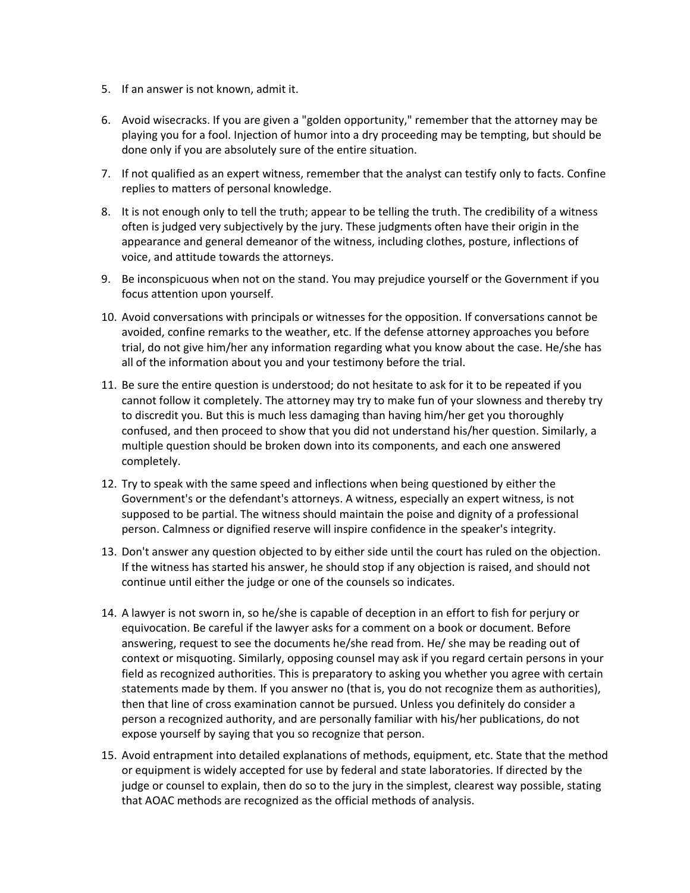5. If an answer is not known, admit it.

6. Avoid wisecracks. If you are given a "golden opportunity," remember that the attorney may be playing you for a fool. Injection of humor into a dry proceeding may be tempting, but should be done only if you are absolutely sure of the entire situation.

7. If not qualified as an expert witness, remember that the analyst can testify only to facts. Confine replies to matters of personal knowledge.

8. It is not enough only to tell the truth; appear to be telling the truth. The credibility of a witness often is judged very subjectively by the jury. These judgments often have their origin in the appearance and general demeanor of the witness, including clothes, posture, inflections of voice, and attitude towards the attorneys.

9. Be inconspicuous when not on the stand. You may prejudice yourself or the Government if you focus attention upon yourself.

10. Avoid conversations with principals or witnesses for the opposition. If conversations cannot be avoided, confine remarks to the weather, etc. If the defense attorney approaches you before trial, do not give him/her any information regarding what you know about the case. He/she has all of the information about you and your testimony before the trial.

11. Be sure the entire question is understood; do not hesitate to ask for it to be repeated if you cannot follow it completely. The attorney may try to make fun of your slowness and thereby try to discredit you. But this is much less damaging than having him/her get you thoroughly confused, and then proceed to show that you did not understand his/her question. Similarly, a multiple question should be broken down into its components, and each one answered completely.

12. Try to speak with the same speed and inflections when being questioned by either the Government's or the defendant's attorneys. A witness, especially an expert witness, is not supposed to be partial. The witness should maintain the poise and dignity of a professional person. Calmness or dignified reserve will inspire confidence in the speaker's integrity.

13. Don't answer any question objected to by either side until the court has ruled on the objection. If the witness has started his answer, he should stop if any objection is raised, and should not continue until either the judge or one of the counsels so indicates.

14. A lawyer is not sworn in, so he/she is capable of deception in an effort to fish for perjury or equivocation. Be careful if the lawyer asks for a comment on a book or document. Before answering, request to see the documents he/she read from. He/ she may be reading out of context or misquoting. Similarly, opposing counsel may ask if you regard certain persons in your field as recognized authorities. This is preparatory to asking you whether you agree with certain statements made by them. If you answer no (that is, you do not recognize them as authorities), then that line of cross examination cannot be pursued. Unless you definitely do consider a person a recognized authority, and are personally familiar with his/her publications, do not expose yourself by saying that you so recognize that person.

15. Avoid entrapment into detailed explanations of methods, equipment, etc. State that the method or equipment is widely accepted for use by federal and state laboratories. If directed by the judge or counsel to explain, then do so to the jury in the simplest, clearest way possible, stating that AOAC methods are recognized as the official methods of analysis.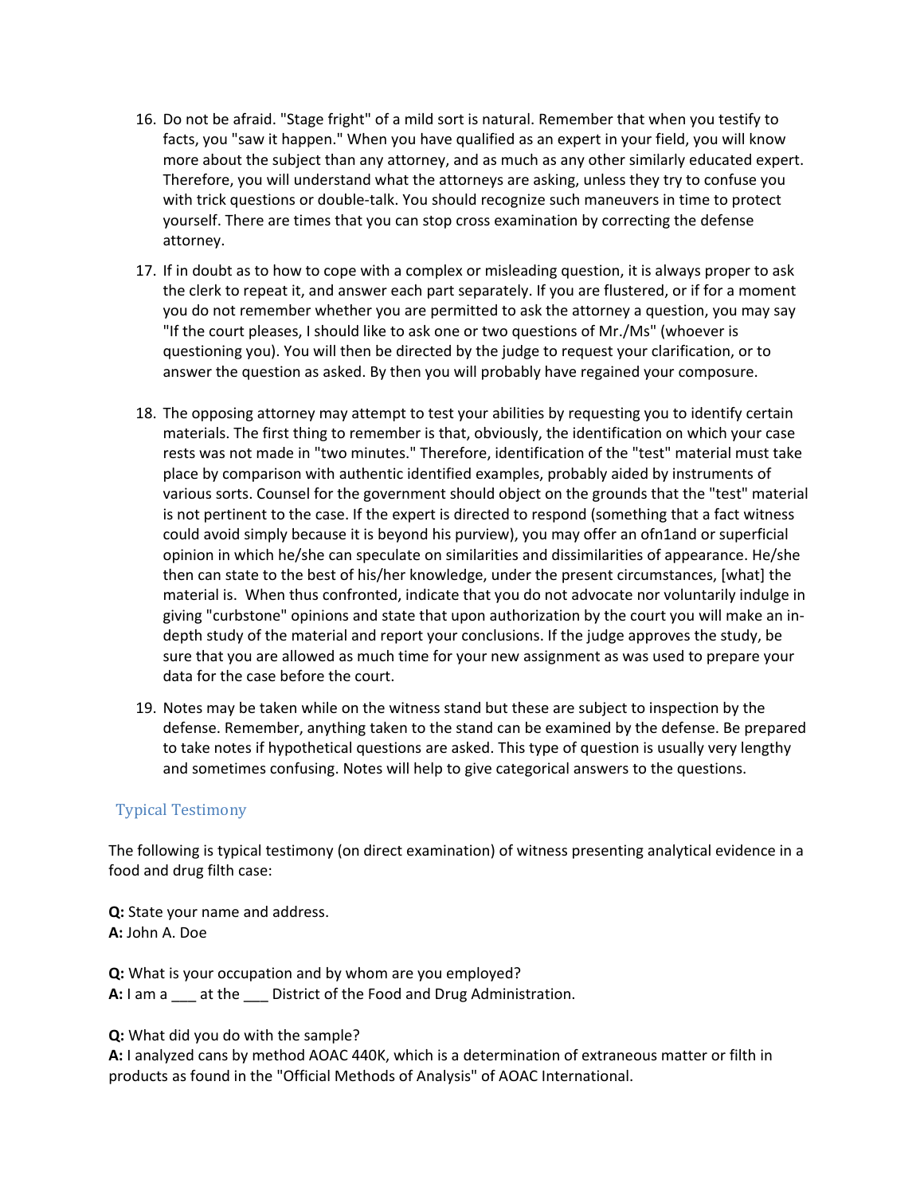16. Do not be afraid. "Stage fright" of a mild sort is natural. Remember that when you testify to facts, you "saw it happen." When you have qualified as an expert in your field, you will know more about the subject than any attorney, and as much as any other similarly educated expert. Therefore, you will understand what the attorneys are asking, unless they try to confuse you with trick questions or double-talk. You should recognize such maneuvers in time to protect yourself. There are times that you can stop cross examination by correcting the defense attorney.

17. If in doubt as to how to cope with a complex or misleading question, it is always proper to ask the clerk to repeat it, and answer each part separately. If you are flustered, or if for a moment you do not remember whether you are permitted to ask the attorney a question, you may say "If the court pleases, I should like to ask one or two questions of Mr./Ms" (whoever is questioning you). You will then be directed by the judge to request your clarification, or to answer the question as asked. By then you will probably have regained your composure.

18. The opposing attorney may attempt to test your abilities by requesting you to identify certain materials. The first thing to remember is that, obviously, the identification on which your case rests was not made in "two minutes." Therefore, identification of the "test" material must take place by comparison with authentic identified examples, probably aided by instruments of various sorts. Counsel for the government should object on the grounds that the "test" material is not pertinent to the case. If the expert is directed to respond (something that a fact witness could avoid simply because it is beyond his purview), you may offer an ofn1and or superficial opinion in which he/she can speculate on similarities and dissimilarities of appearance. He/she then can state to the best of his/her knowledge, under the present circumstances, [what] the material is. When thus confronted, indicate that you do not advocate nor voluntarily indulge in giving "curbstone" opinions and state that upon authorization by the court you will make an in-depth study of the material and report your conclusions. If the judge approves the study, be sure that you are allowed as much time for your new assignment as was used to prepare your data for the case before the court.

19. Notes may be taken while on the witness stand but these are subject to inspection by the defense. Remember, anything taken to the stand can be examined by the defense. Be prepared to take notes if hypothetical questions are asked. This type of question is usually very lengthy and sometimes confusing. Notes will help to give categorical answers to the questions.

## Typical Testimony

The following is typical testimony (on direct examination) of witness presenting analytical evidence in a food and drug filth case:

**Q:** State your name and address.
**A:** John A. Doe

**Q:** What is your occupation and by whom are you employed?
**A:** I am a ___ at the ___ District of the Food and Drug Administration.

**Q:** What did you do with the sample?
**A:** I analyzed cans by method AOAC 440K, which is a determination of extraneous matter or filth in products as found in the "Official Methods of Analysis" of AOAC International.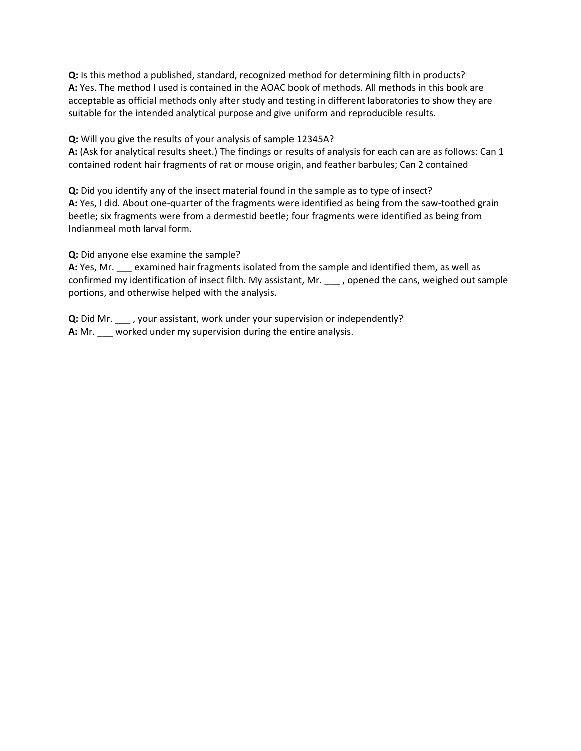**Q:** Is this method a published, standard, recognized method for determining filth in products?
**A:** Yes. The method I used is contained in the AOAC book of methods. All methods in this book are acceptable as official methods only after study and testing in different laboratories to show they are suitable for the intended analytical purpose and give uniform and reproducible results.

**Q:** Will you give the results of your analysis of sample 12345A?
**A:** (Ask for analytical results sheet.) The findings or results of analysis for each can are as follows: Can 1 contained rodent hair fragments of rat or mouse origin, and feather barbules; Can 2 contained

**Q:** Did you identify any of the insect material found in the sample as to type of insect?
**A:** Yes, I did. About one-quarter of the fragments were identified as being from the saw-toothed grain beetle; six fragments were from a dermestid beetle; four fragments were identified as being from Indianmeal moth larval form.

**Q:** Did anyone else examine the sample?
**A:** Yes, Mr. ___ examined hair fragments isolated from the sample and identified them, as well as confirmed my identification of insect filth. My assistant, Mr. ___ , opened the cans, weighed out sample portions, and otherwise helped with the analysis.

**Q:** Did Mr. ___ , your assistant, work under your supervision or independently?
**A:** Mr. ___ worked under my supervision during the entire analysis.